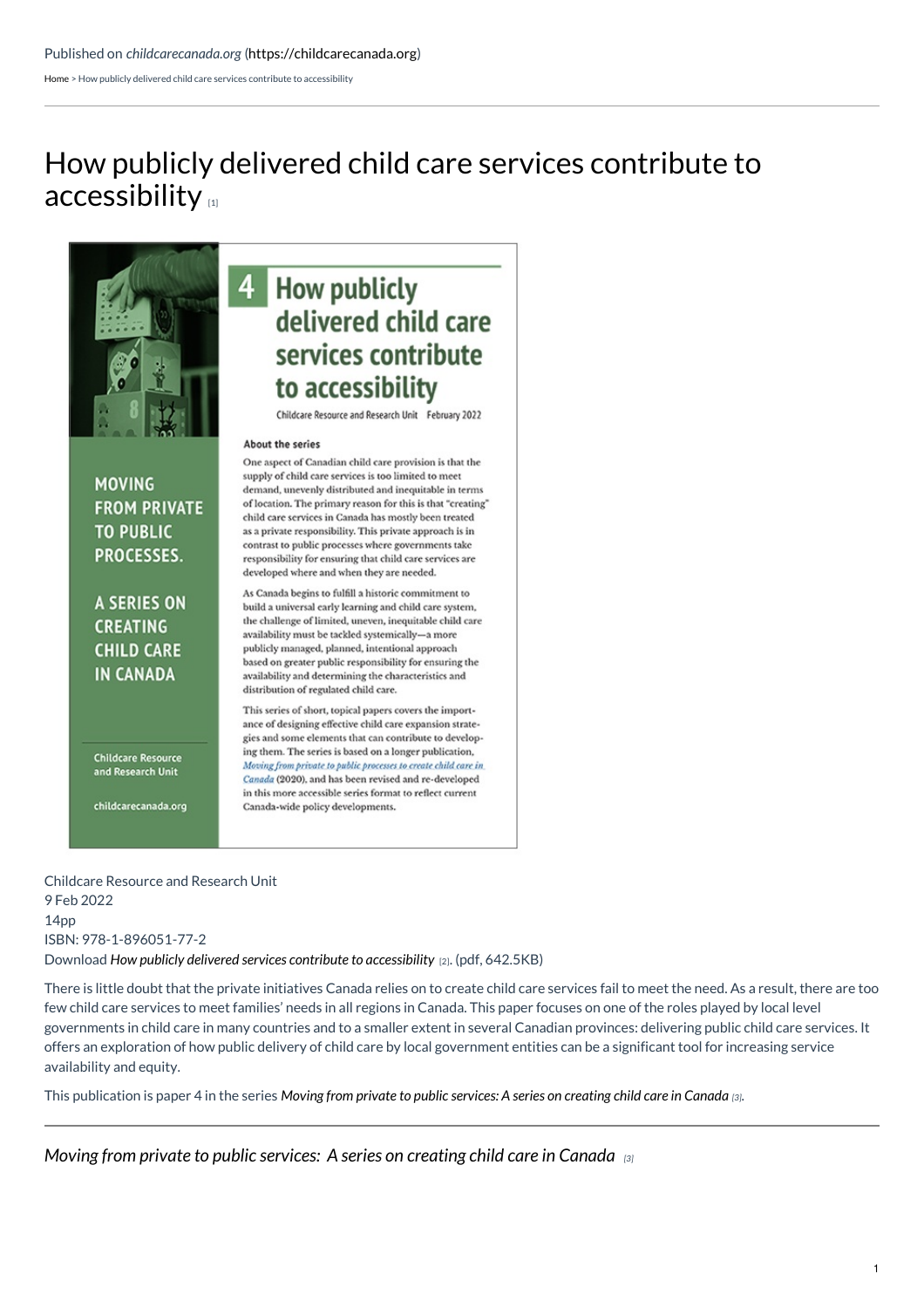Published on *childcarecanada.org* (https://childcarecanada.org)

Home > How publicly delivered child care services contribute to accessibility

# How publicly delivered child care services contribute to accessibility [1]

Childcare Resource and Research Unit
9 Feb 2022
14pp
ISBN: 978-1-896051-77-2
Download *How publicly delivered services contribute to accessibility* [2]. (pdf, 642.5KB)

There is little doubt that the private initiatives Canada relies on to create child care services fail to meet the need. As a result, there are too few child care services to meet families' needs in all regions in Canada. This paper focuses on one of the roles played by local level governments in child care in many countries and to a smaller extent in several Canadian provinces: delivering public child care services. It offers an exploration of how public delivery of child care by local government entities can be a significant tool for increasing service availability and equity.

This publication is paper 4 in the series *Moving from private to public services: A series on creating child care in Canada* [3].

---

*Moving from private to public services: A series on creating child care in Canada* [3]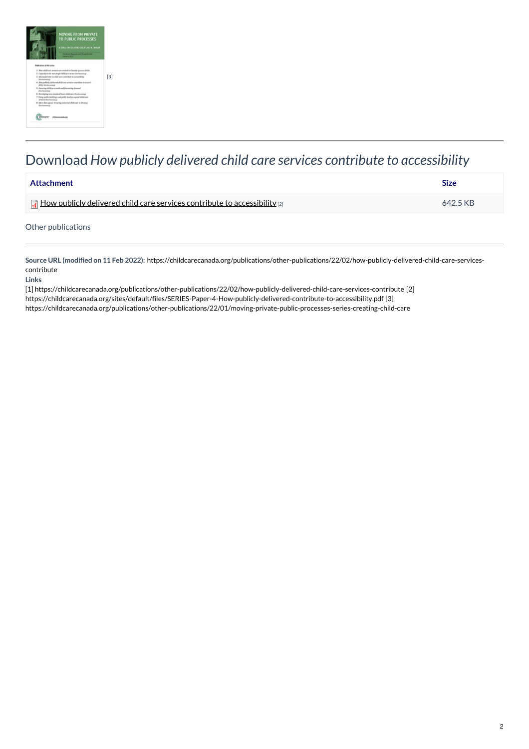[3]

## Download *How publicly delivered child care services contribute to accessibility*

| Attachment | Size |
| --- | --- |
| How publicly delivered child care services contribute to accessibility [2] | 642.5 KB |

Other publications

**Source URL (modified on 11 Feb 2022):** https://childcarecanada.org/publications/other-publications/22/02/how-publicly-delivered-child-care-services-contribute

**Links**

[1] https://childcarecanada.org/publications/other-publications/22/02/how-publicly-delivered-child-care-services-contribute [2] https://childcarecanada.org/sites/default/files/SERIES-Paper-4-How-publicly-delivered-contribute-to-accessibility.pdf [3] https://childcarecanada.org/publications/other-publications/22/01/moving-private-public-processes-series-creating-child-care